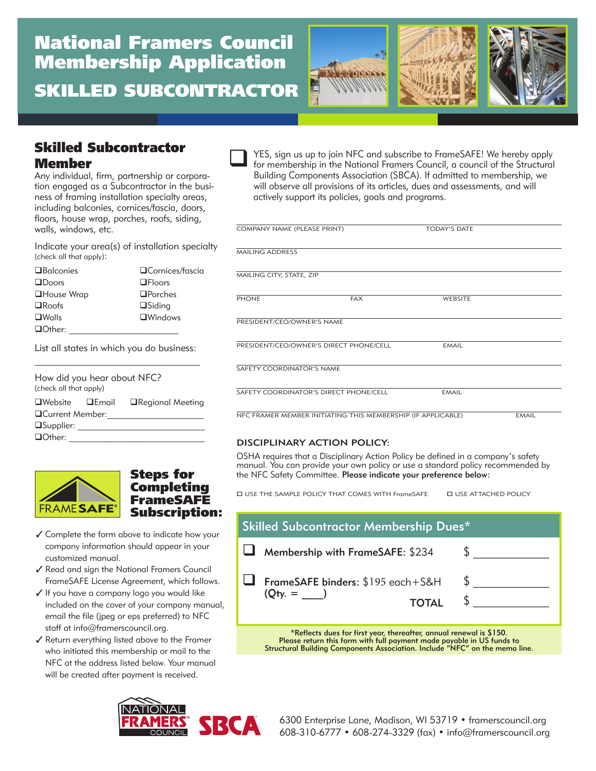# National Framers Council Membership Application

## SKILLED SUBCONTRACTOR

### Skilled Subcontractor Member

Any individual, firm, partnership or corporation engaged as a Subcontractor in the business of framing installation specialty areas, including balconies, cornices/fascia, doors, floors, house wrap, porches, roofs, siding, walls, windows, etc.

Indicate your area(s) of installation specialty (check all that apply):

- ❑ Balconies
- ❑ Cornices/fascia
- ❑ Doors
- ❑ Floors
- ❑ House Wrap
- ❑ Porches
- ❑ Roofs
- ❑ Siding
- ❑ Walls
- ❑ Windows
- ❑ Other: ______________________

List all states in which you do business:

______________________________

How did you hear about NFC? (check all that apply)

- ❑ Website
- ❑ Email
- ❑ Regional Meeting
- ❑ Current Member: __________________
- ❑ Supplier: ________________________
- ❑ Other: __________________________

### Steps for Completing FrameSAFE Subscription:

FRAMESAFE®

- ✓ Complete the form above to indicate how your company information should appear in your customized manual.
- ✓ Read and sign the National Framers Council FrameSAFE License Agreement, which follows.
- ✓ If you have a company logo you would like included on the cover of your company manual, email the file (jpeg or eps preferred) to NFC staff at info@framerscouncil.org.
- ✓ Return everything listed above to the Framer who initiated this membership or mail to the NFC at the address listed below. Your manual will be created after payment is received.

❑ YES, sign us up to join NFC and subscribe to FrameSAFE! We hereby apply for membership in the National Framers Council, a council of the Structural Building Components Association (SBCA). If admitted to membership, we will observe all provisions of its articles, dues and assessments, and will actively support its policies, goals and programs.

COMPANY NAME (PLEASE PRINT) ______________________ TODAY'S DATE ______________

MAILING ADDRESS ______________________________________________

MAILING CITY, STATE, ZIP ______________________________________________

PHONE ______________ FAX ______________ WEBSITE ______________

PRESIDENT/CEO/OWNER'S NAME ______________________________________________

PRESIDENT/CEO/OWNER'S DIRECT PHONE/CELL ______________________ EMAIL ______________

SAFETY COORDINATOR'S NAME ______________________________________________

SAFETY COORDINATOR'S DIRECT PHONE/CELL ______________________ EMAIL ______________

NFC FRAMER MEMBER INITIATING THIS MEMBERSHIP (IF APPLICABLE) ______________________ EMAIL ______________

### DISCIPLINARY ACTION POLICY:

OSHA requires that a Disciplinary Action Policy be defined in a company's safety manual. You can provide your own policy or use a standard policy recommended by the NFC Safety Committee. **Please indicate your preference below:**

❑ USE THE SAMPLE POLICY THAT COMES WITH FrameSAFE ❑ USE ATTACHED POLICY

### Skilled Subcontractor Membership Dues*

| | | |
|---|---|---|
| ❑ | **Membership with FrameSAFE:** $234 | $ ____________ |
| ❑ | **FrameSAFE binders:** $195 each+S&H (Qty. = ____) | $ ____________ |
| | **TOTAL** | $ ____________ |

*Reflects dues for first year, thereafter, annual renewal is $150. Please return this form with full payment made payable in US funds to Structural Building Components Association. Include "NFC" on the memo line.

NATIONAL FRAMERS COUNCIL | SBCA

6300 Enterprise Lane, Madison, WI 53719 • framerscouncil.org
608-310-6777 • 608-274-3329 (fax) • info@framerscouncil.org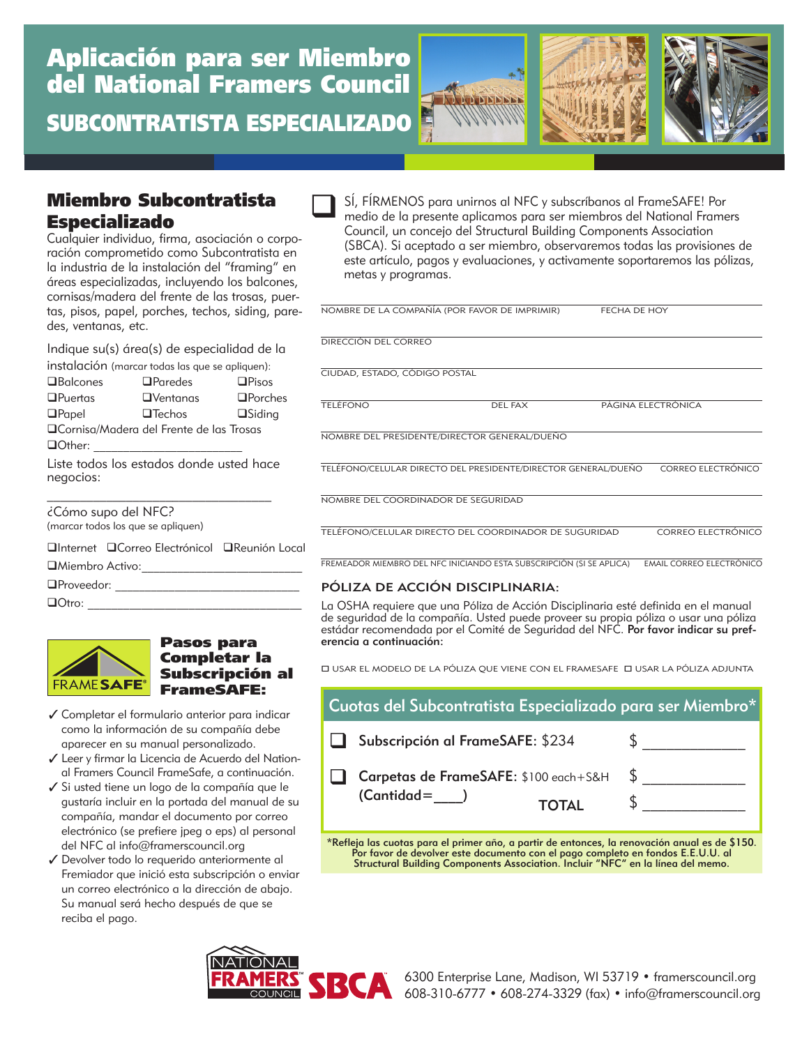# Aplicación para ser Miembro del National Framers Council

## SUBCONTRATISTA ESPECIALIZADO

## Miembro Subcontratista Especializado

Cualquier individuo, firma, asociación o corporación comprometido como Subcontratista en la industria de la instalación del "framing" en áreas especializadas, incluyendo los balcones, cornisas/madera del frente de las trosas, puertas, pisos, papel, porches, techos, siding, paredes, ventanas, etc.

Indique su(s) área(s) de especialidad de la instalación (marcar todas las que se apliquen):

❑Balcones ❑Paredes ❑Pisos
❑Puertas ❑Ventanas ❑Porches
❑Papel ❑Techos ❑Siding
❑Cornisa/Madera del Frente de las Trosas
❑Other: _______________________

Liste todos los estados donde usted hace negocios:

_________________________________

¿Cómo supo del NFC?
(marcar todos los que se apliquen)

❑Internet ❑Correo Electrónicol ❑Reunión Local
❑Miembro Activo:_________________________
❑Proveedor: _____________________________
❑Otro: _________________________________

### Pasos para Completar la Subscripción al FrameSAFE:

✓ Completar el formulario anterior para indicar como la información de su compañía debe aparecer en su manual personalizado.
✓ Leer y firmar la Licencia de Acuerdo del National Framers Council FrameSafe, a continuación.
✓ Si usted tiene un logo de la compañía que le gustaría incluir en la portada del manual de su compañía, mandar el documento por correo electrónico (se prefiere jpeg o eps) al personal del NFC al info@framerscouncil.org
✓ Devolver todo lo requerido anteriormente al Fremiador que inició esta subscripción o enviar un correo electrónico a la dirección de abajo. Su manual será hecho después de que se reciba el pago.

❑ SÍ, FÍRMENOS para unirnos al NFC y subscríbanos al FrameSAFE! Por medio de la presente aplicamos para ser miembros del National Framers Council, un concejo del Structural Building Components Association (SBCA). Si aceptado a ser miembro, observaremos todas las provisiones de este artículo, pagos y evaluaciones, y activamente soportaremos las pólizas, metas y programas.

NOMBRE DE LA COMPAÑÍA (POR FAVOR DE IMPRIMIR) ______ FECHA DE HOY ______

DIRECCIÓN DEL CORREO ______

CIUDAD, ESTADO, CÓDIGO POSTAL ______

TELÉFONO ______ DEL FAX ______ PÁGINA ELECTRÓNICA ______

NOMBRE DEL PRESIDENTE/DIRECTOR GENERAL/DUEÑO ______

TELÉFONO/CELULAR DIRECTO DEL PRESIDENTE/DIRECTOR GENERAL/DUEÑO ______ CORREO ELECTRÓNICO ______

NOMBRE DEL COORDINADOR DE SEGURIDAD ______

TELÉFONO/CELULAR DIRECTO DEL COORDINADOR DE SUGURIDAD ______ CORREO ELECTRÓNICO ______

FREMEADOR MIEMBRO DEL NFC INICIANDO ESTA SUBSCRIPCIÓN (SI SE APLICA) ______ EMAIL CORREO ELECTRÓNICO ______

### PÓLIZA DE ACCIÓN DISCIPLINARIA:

La OSHA requiere que una Póliza de Acción Disciplinaria esté definida en el manual de seguridad de la compañía. Usted puede proveer su propia póliza o usar una póliza estádar recomendada por el Comité de Seguridad del NFC. **Por favor indicar su preferencia a continuación:**

❑ USAR EL MODELO DE LA PÓLIZA QUE VIENE CON EL FRAMESAFE ❑ USAR LA PÓLIZA ADJUNTA

### Cuotas del Subcontratista Especializado para ser Miembro*

❑ **Subscripción al FrameSAFE**: $234 $ ____________

❑ **Carpetas de FrameSAFE**: $100 each+S&H $ ____________
**(Cantidad=____)**

**TOTAL** $ ____________

***Refleja las cuotas para el primer año, a partir de entonces, la renovación anual es de $150. Por favor de devolver este documento con el pago completo en fondos E.E.U.U. al Structural Building Components Association. Incluir "NFC" en la línea del memo.**

6300 Enterprise Lane, Madison, WI 53719 • framerscouncil.org
608-310-6777 • 608-274-3329 (fax) • info@framerscouncil.org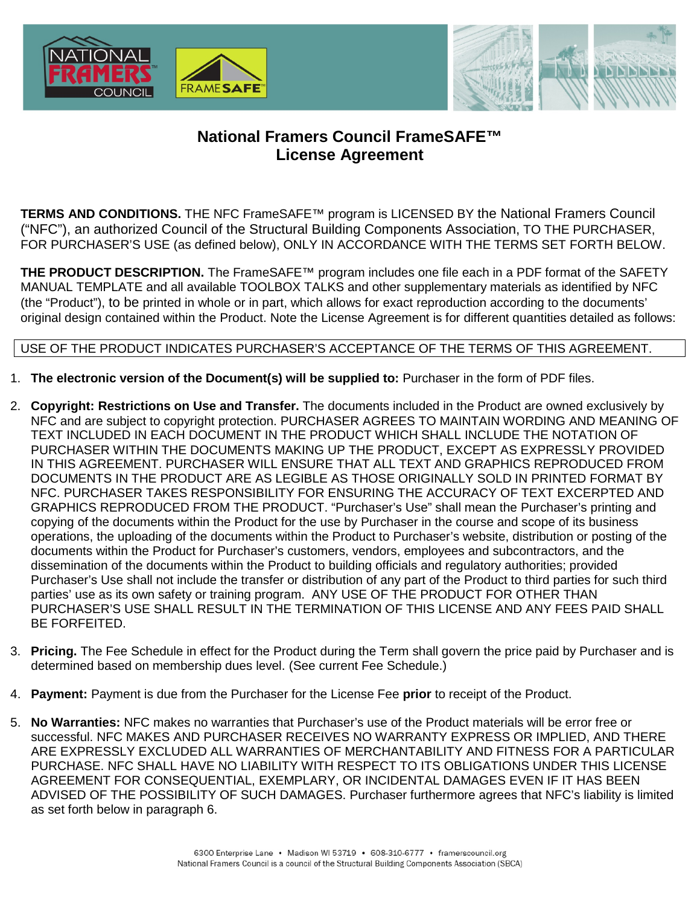# National Framers Council FrameSAFE™ License Agreement

**TERMS AND CONDITIONS.** THE NFC FrameSAFE™ program is LICENSED BY the National Framers Council ("NFC"), an authorized Council of the Structural Building Components Association, TO THE PURCHASER, FOR PURCHASER'S USE (as defined below), ONLY IN ACCORDANCE WITH THE TERMS SET FORTH BELOW.

**THE PRODUCT DESCRIPTION.** The FrameSAFE™ program includes one file each in a PDF format of the SAFETY MANUAL TEMPLATE and all available TOOLBOX TALKS and other supplementary materials as identified by NFC (the "Product"), to be printed in whole or in part, which allows for exact reproduction according to the documents' original design contained within the Product. Note the License Agreement is for different quantities detailed as follows:

USE OF THE PRODUCT INDICATES PURCHASER'S ACCEPTANCE OF THE TERMS OF THIS AGREEMENT.

1. **The electronic version of the Document(s) will be supplied to:** Purchaser in the form of PDF files.

2. **Copyright: Restrictions on Use and Transfer.** The documents included in the Product are owned exclusively by NFC and are subject to copyright protection. PURCHASER AGREES TO MAINTAIN WORDING AND MEANING OF TEXT INCLUDED IN EACH DOCUMENT IN THE PRODUCT WHICH SHALL INCLUDE THE NOTATION OF PURCHASER WITHIN THE DOCUMENTS MAKING UP THE PRODUCT, EXCEPT AS EXPRESSLY PROVIDED IN THIS AGREEMENT. PURCHASER WILL ENSURE THAT ALL TEXT AND GRAPHICS REPRODUCED FROM DOCUMENTS IN THE PRODUCT ARE AS LEGIBLE AS THOSE ORIGINALLY SOLD IN PRINTED FORMAT BY NFC. PURCHASER TAKES RESPONSIBILITY FOR ENSURING THE ACCURACY OF TEXT EXCERPTED AND GRAPHICS REPRODUCED FROM THE PRODUCT. "Purchaser's Use" shall mean the Purchaser's printing and copying of the documents within the Product for the use by Purchaser in the course and scope of its business operations, the uploading of the documents within the Product to Purchaser's website, distribution or posting of the documents within the Product for Purchaser's customers, vendors, employees and subcontractors, and the dissemination of the documents within the Product to building officials and regulatory authorities; provided Purchaser's Use shall not include the transfer or distribution of any part of the Product to third parties for such third parties' use as its own safety or training program. ANY USE OF THE PRODUCT FOR OTHER THAN PURCHASER'S USE SHALL RESULT IN THE TERMINATION OF THIS LICENSE AND ANY FEES PAID SHALL BE FORFEITED.

3. **Pricing.** The Fee Schedule in effect for the Product during the Term shall govern the price paid by Purchaser and is determined based on membership dues level. (See current Fee Schedule.)

4. **Payment:** Payment is due from the Purchaser for the License Fee **prior** to receipt of the Product.

5. **No Warranties:** NFC makes no warranties that Purchaser's use of the Product materials will be error free or successful. NFC MAKES AND PURCHASER RECEIVES NO WARRANTY EXPRESS OR IMPLIED, AND THERE ARE EXPRESSLY EXCLUDED ALL WARRANTIES OF MERCHANTABILITY AND FITNESS FOR A PARTICULAR PURCHASE. NFC SHALL HAVE NO LIABILITY WITH RESPECT TO ITS OBLIGATIONS UNDER THIS LICENSE AGREEMENT FOR CONSEQUENTIAL, EXEMPLARY, OR INCIDENTAL DAMAGES EVEN IF IT HAS BEEN ADVISED OF THE POSSIBILITY OF SUCH DAMAGES. Purchaser furthermore agrees that NFC's liability is limited as set forth below in paragraph 6.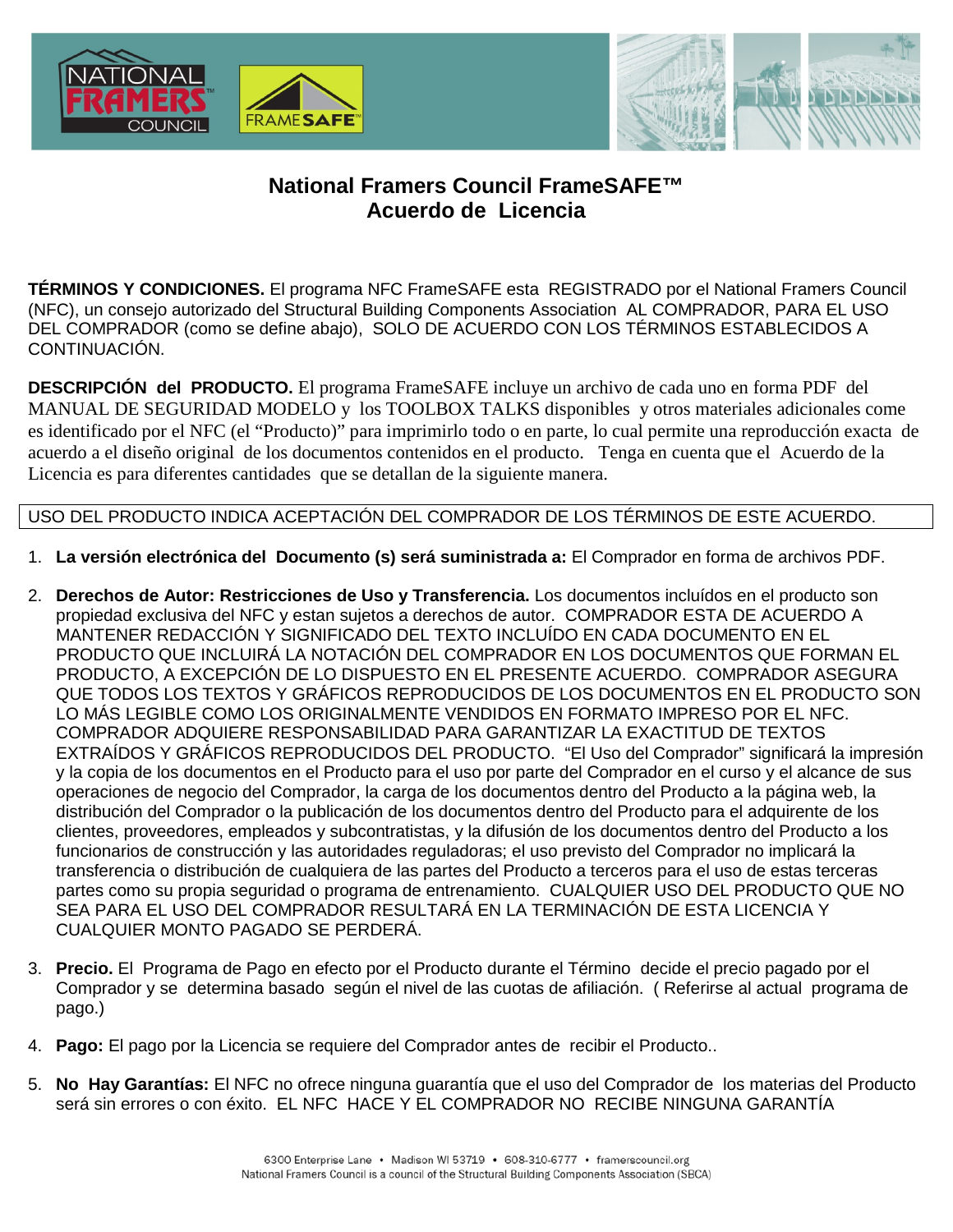# National Framers Council FrameSAFE™ Acuerdo de Licencia

**TÉRMINOS Y CONDICIONES.** El programa NFC FrameSAFE esta REGISTRADO por el National Framers Council (NFC), un consejo autorizado del Structural Building Components Association AL COMPRADOR, PARA EL USO DEL COMPRADOR (como se define abajo), SOLO DE ACUERDO CON LOS TÉRMINOS ESTABLECIDOS A CONTINUACIÓN.

**DESCRIPCIÓN del PRODUCTO.** El programa FrameSAFE incluye un archivo de cada uno en forma PDF del MANUAL DE SEGURIDAD MODELO y los TOOLBOX TALKS disponibles y otros materiales adicionales come es identificado por el NFC (el "Producto)" para imprimirlo todo o en parte, lo cual permite una reproducción exacta de acuerdo a el diseño original de los documentos contenidos en el producto. Tenga en cuenta que el Acuerdo de la Licencia es para diferentes cantidades que se detallan de la siguiente manera.

USO DEL PRODUCTO INDICA ACEPTACIÓN DEL COMPRADOR DE LOS TÉRMINOS DE ESTE ACUERDO.

1. **La versión electrónica del Documento (s) será suministrada a:** El Comprador en forma de archivos PDF.

2. **Derechos de Autor: Restricciones de Uso y Transferencia.** Los documentos incluídos en el producto son propiedad exclusiva del NFC y estan sujetos a derechos de autor. COMPRADOR ESTA DE ACUERDO A MANTENER REDACCIÓN Y SIGNIFICADO DEL TEXTO INCLUÍDO EN CADA DOCUMENTO EN EL PRODUCTO QUE INCLUIRÁ LA NOTACIÓN DEL COMPRADOR EN LOS DOCUMENTOS QUE FORMAN EL PRODUCTO, A EXCEPCIÓN DE LO DISPUESTO EN EL PRESENTE ACUERDO. COMPRADOR ASEGURA QUE TODOS LOS TEXTOS Y GRÁFICOS REPRODUCIDOS DE LOS DOCUMENTOS EN EL PRODUCTO SON LO MÁS LEGIBLE COMO LOS ORIGINALMENTE VENDIDOS EN FORMATO IMPRESO POR EL NFC. COMPRADOR ADQUIERE RESPONSABILIDAD PARA GARANTIZAR LA EXACTITUD DE TEXTOS EXTRAÍDOS Y GRÁFICOS REPRODUCIDOS DEL PRODUCTO. "El Uso del Comprador" significará la impresión y la copia de los documentos en el Producto para el uso por parte del Comprador en el curso y el alcance de sus operaciones de negocio del Comprador, la carga de los documentos dentro del Producto a la página web, la distribución del Comprador o la publicación de los documentos dentro del Producto para el adquirente de los clientes, proveedores, empleados y subcontratistas, y la difusión de los documentos dentro del Producto a los funcionarios de construcción y las autoridades reguladoras; el uso previsto del Comprador no implicará la transferencia o distribución de cualquiera de las partes del Producto a terceros para el uso de estas terceras partes como su propia seguridad o programa de entrenamiento. CUALQUIER USO DEL PRODUCTO QUE NO SEA PARA EL USO DEL COMPRADOR RESULTARÁ EN LA TERMINACIÓN DE ESTA LICENCIA Y CUALQUIER MONTO PAGADO SE PERDERÁ.

3. **Precio.** El Programa de Pago en efecto por el Producto durante el Término decide el precio pagado por el Comprador y se determina basado según el nivel de las cuotas de afiliación. ( Referirse al actual programa de pago.)

4. **Pago:** El pago por la Licencia se requiere del Comprador antes de recibir el Producto..

5. **No Hay Garantías:** El NFC no ofrece ninguna guarantía que el uso del Comprador de los materias del Producto será sin errores o con éxito. EL NFC HACE Y EL COMPRADOR NO RECIBE NINGUNA GARANTÍA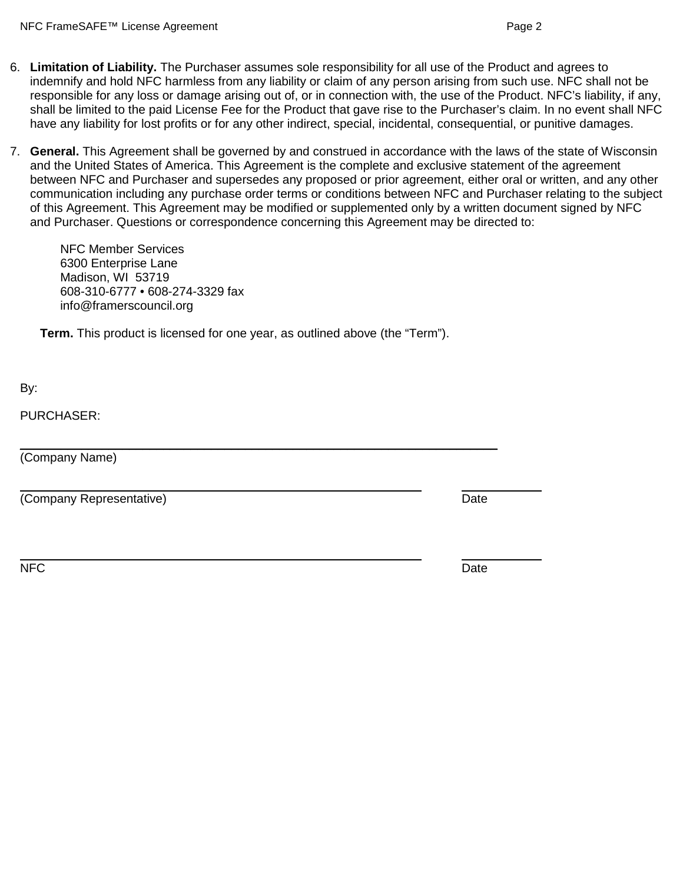6. **Limitation of Liability.** The Purchaser assumes sole responsibility for all use of the Product and agrees to indemnify and hold NFC harmless from any liability or claim of any person arising from such use. NFC shall not be responsible for any loss or damage arising out of, or in connection with, the use of the Product. NFC's liability, if any, shall be limited to the paid License Fee for the Product that gave rise to the Purchaser's claim. In no event shall NFC have any liability for lost profits or for any other indirect, special, incidental, consequential, or punitive damages.

7. **General.** This Agreement shall be governed by and construed in accordance with the laws of the state of Wisconsin and the United States of America. This Agreement is the complete and exclusive statement of the agreement between NFC and Purchaser and supersedes any proposed or prior agreement, either oral or written, and any other communication including any purchase order terms or conditions between NFC and Purchaser relating to the subject of this Agreement. This Agreement may be modified or supplemented only by a written document signed by NFC and Purchaser. Questions or correspondence concerning this Agreement may be directed to:

   NFC Member Services
   6300 Enterprise Lane
   Madison, WI 53719
   608-310-6777 • 608-274-3329 fax
   info@framerscouncil.org

   **Term.** This product is licensed for one year, as outlined above (the "Term").

By:

PURCHASER:

\_\_\_\_\_\_\_\_\_\_\_\_\_\_\_\_\_\_\_\_\_\_\_\_\_\_\_\_\_\_\_\_\_\_\_\_\_\_\_\_\_\_\_\_
(Company Name)

\_\_\_\_\_\_\_\_\_\_\_\_\_\_\_\_\_\_\_\_\_\_\_\_\_\_\_\_\_\_\_\_\_\_\_\_\_\_ \_\_\_\_\_\_\_\_\_\_
(Company Representative) Date

\_\_\_\_\_\_\_\_\_\_\_\_\_\_\_\_\_\_\_\_\_\_\_\_\_\_\_\_\_\_\_\_\_\_\_\_\_\_ \_\_\_\_\_\_\_\_\_\_
NFC Date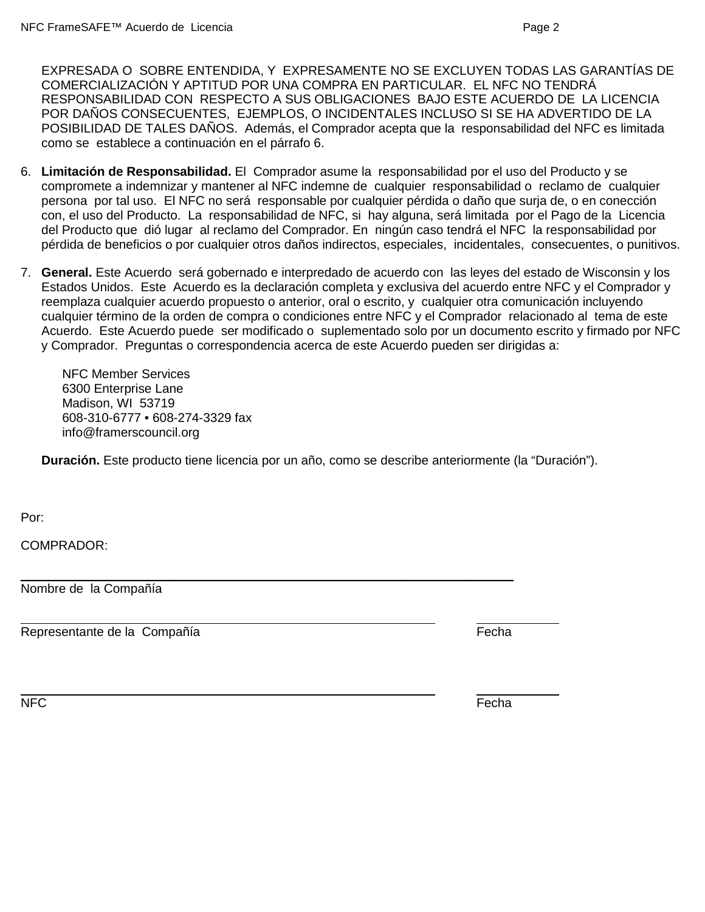EXPRESADA O SOBRE ENTENDIDA, Y EXPRESAMENTE NO SE EXCLUYEN TODAS LAS GARANTÍAS DE COMERCIALIZACIÓN Y APTITUD POR UNA COMPRA EN PARTICULAR. EL NFC NO TENDRÁ RESPONSABILIDAD CON RESPECTO A SUS OBLIGACIONES BAJO ESTE ACUERDO DE LA LICENCIA POR DAÑOS CONSECUENTES, EJEMPLOS, O INCIDENTALES INCLUSO SI SE HA ADVERTIDO DE LA POSIBILIDAD DE TALES DAÑOS. Además, el Comprador acepta que la responsabilidad del NFC es limitada como se establece a continuación en el párrafo 6.

6. **Limitación de Responsabilidad.** El Comprador asume la responsabilidad por el uso del Producto y se compromete a indemnizar y mantener al NFC indemne de cualquier responsabilidad o reclamo de cualquier persona por tal uso. El NFC no será responsable por cualquier pérdida o daño que surja de, o en conección con, el uso del Producto. La responsabilidad de NFC, si hay alguna, será limitada por el Pago de la Licencia del Producto que dió lugar al reclamo del Comprador. En ningún caso tendrá el NFC la responsabilidad por pérdida de beneficios o por cualquier otros daños indirectos, especiales, incidentales, consecuentes, o punitivos.

7. **General.** Este Acuerdo será gobernado e interpredado de acuerdo con las leyes del estado de Wisconsin y los Estados Unidos. Este Acuerdo es la declaración completa y exclusiva del acuerdo entre NFC y el Comprador y reemplaza cualquier acuerdo propuesto o anterior, oral o escrito, y cualquier otra comunicación incluyendo cualquier término de la orden de compra o condiciones entre NFC y el Comprador relacionado al tema de este Acuerdo. Este Acuerdo puede ser modificado o suplementado solo por un documento escrito y firmado por NFC y Comprador. Preguntas o correspondencia acerca de este Acuerdo pueden ser dirigidas a:

   NFC Member Services
   6300 Enterprise Lane
   Madison, WI 53719
   608-310-6777 • 608-274-3329 fax
   info@framerscouncil.org

   **Duración.** Este producto tiene licencia por un año, como se describe anteriormente (la "Duración").

Por:

COMPRADOR:

\_\_\_\_\_\_\_\_\_\_\_\_\_\_\_\_\_\_\_\_\_\_\_\_\_\_\_\_\_\_\_\_\_\_\_\_\_\_\_\_\_\_\_\_\_\_\_\_\_\_\_\_
Nombre de la Compañía

\_\_\_\_\_\_\_\_\_\_\_\_\_\_\_\_\_\_\_\_\_\_\_\_\_\_\_\_\_\_\_\_\_\_\_\_\_\_\_\_\_\_\_ \_\_\_\_\_\_\_\_\_\_
Representante de la Compañía Fecha

\_\_\_\_\_\_\_\_\_\_\_\_\_\_\_\_\_\_\_\_\_\_\_\_\_\_\_\_\_\_\_\_\_\_\_\_\_\_\_\_\_\_\_ \_\_\_\_\_\_\_\_\_\_
NFC Fecha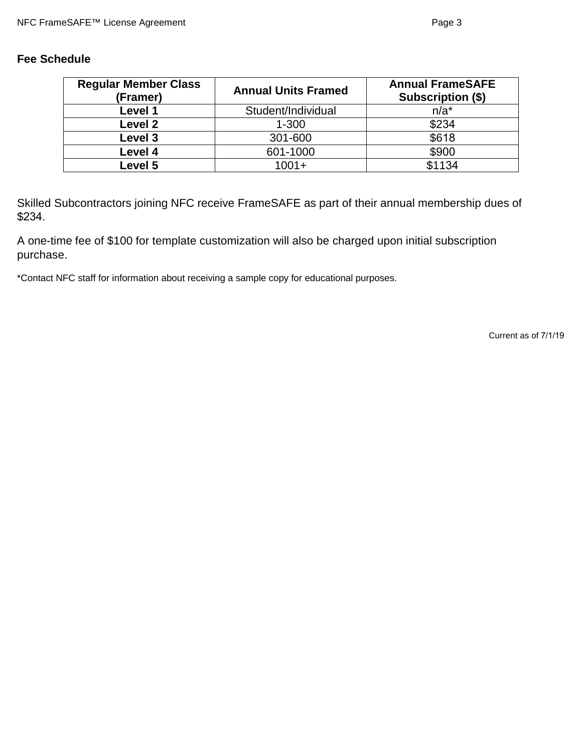**Fee Schedule**

| Regular Member Class (Framer) | Annual Units Framed | Annual FrameSAFE Subscription ($) |
|---|---|---|
| **Level 1** | Student/Individual | n/a* |
| **Level 2** | 1-300 | $234 |
| **Level 3** | 301-600 | $618 |
| **Level 4** | 601-1000 | $900 |
| **Level 5** | 1001+ | $1134 |

Skilled Subcontractors joining NFC receive FrameSAFE as part of their annual membership dues of $234.

A one-time fee of $100 for template customization will also be charged upon initial subscription purchase.

*Contact NFC staff for information about receiving a sample copy for educational purposes.

Current as of 7/1/19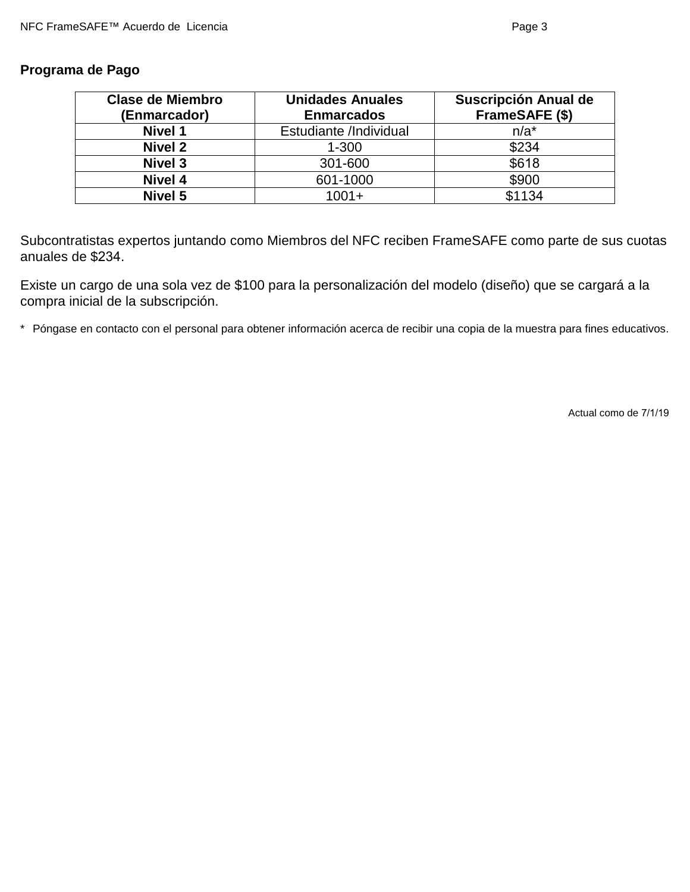**Programa de Pago**

| Clase de Miembro (Enmarcador) | Unidades Anuales Enmarcados | Suscripción Anual de FrameSAFE ($) |
|---|---|---|
| **Nivel 1** | Estudiante /Individual | n/a* |
| **Nivel 2** | 1-300 | $234 |
| **Nivel 3** | 301-600 | $618 |
| **Nivel 4** | 601-1000 | $900 |
| **Nivel 5** | 1001+ | $1134 |

Subcontratistas expertos juntando como Miembros del NFC reciben FrameSAFE como parte de sus cuotas anuales de $234.

Existe un cargo de una sola vez de $100 para la personalización del modelo (diseño) que se cargará a la compra inicial de la subscripción.

* Póngase en contacto con el personal para obtener información acerca de recibir una copia de la muestra para fines educativos.

Actual como de 7/1/19